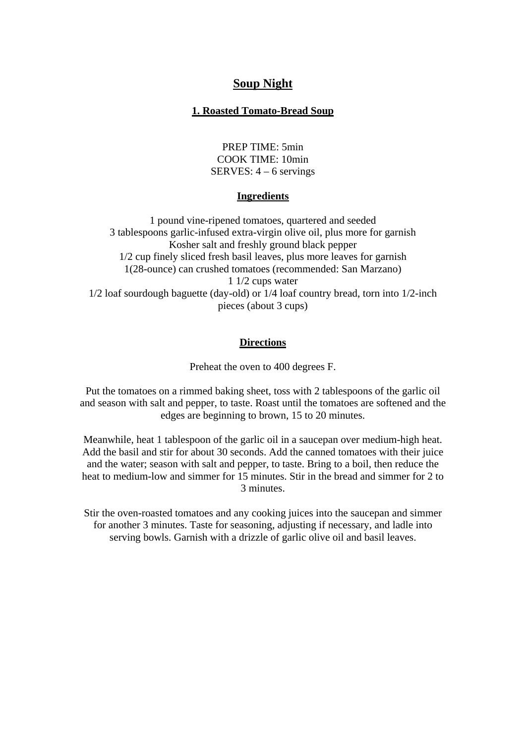# Soup Night

## 1. Roasted Tomato-Bread Soup

PREP TIME: 5min
COOK TIME: 10min
SERVES: 4 – 6 servings

### Ingredients

1 pound vine-ripened tomatoes, quartered and seeded
3 tablespoons garlic-infused extra-virgin olive oil, plus more for garnish
Kosher salt and freshly ground black pepper
1/2 cup finely sliced fresh basil leaves, plus more leaves for garnish
1(28-ounce) can crushed tomatoes (recommended: San Marzano)
1 1/2 cups water
1/2 loaf sourdough baguette (day-old) or 1/4 loaf country bread, torn into 1/2-inch pieces (about 3 cups)

### Directions

Preheat the oven to 400 degrees F.

Put the tomatoes on a rimmed baking sheet, toss with 2 tablespoons of the garlic oil and season with salt and pepper, to taste. Roast until the tomatoes are softened and the edges are beginning to brown, 15 to 20 minutes.

Meanwhile, heat 1 tablespoon of the garlic oil in a saucepan over medium-high heat. Add the basil and stir for about 30 seconds. Add the canned tomatoes with their juice and the water; season with salt and pepper, to taste. Bring to a boil, then reduce the heat to medium-low and simmer for 15 minutes. Stir in the bread and simmer for 2 to 3 minutes.

Stir the oven-roasted tomatoes and any cooking juices into the saucepan and simmer for another 3 minutes. Taste for seasoning, adjusting if necessary, and ladle into serving bowls. Garnish with a drizzle of garlic olive oil and basil leaves.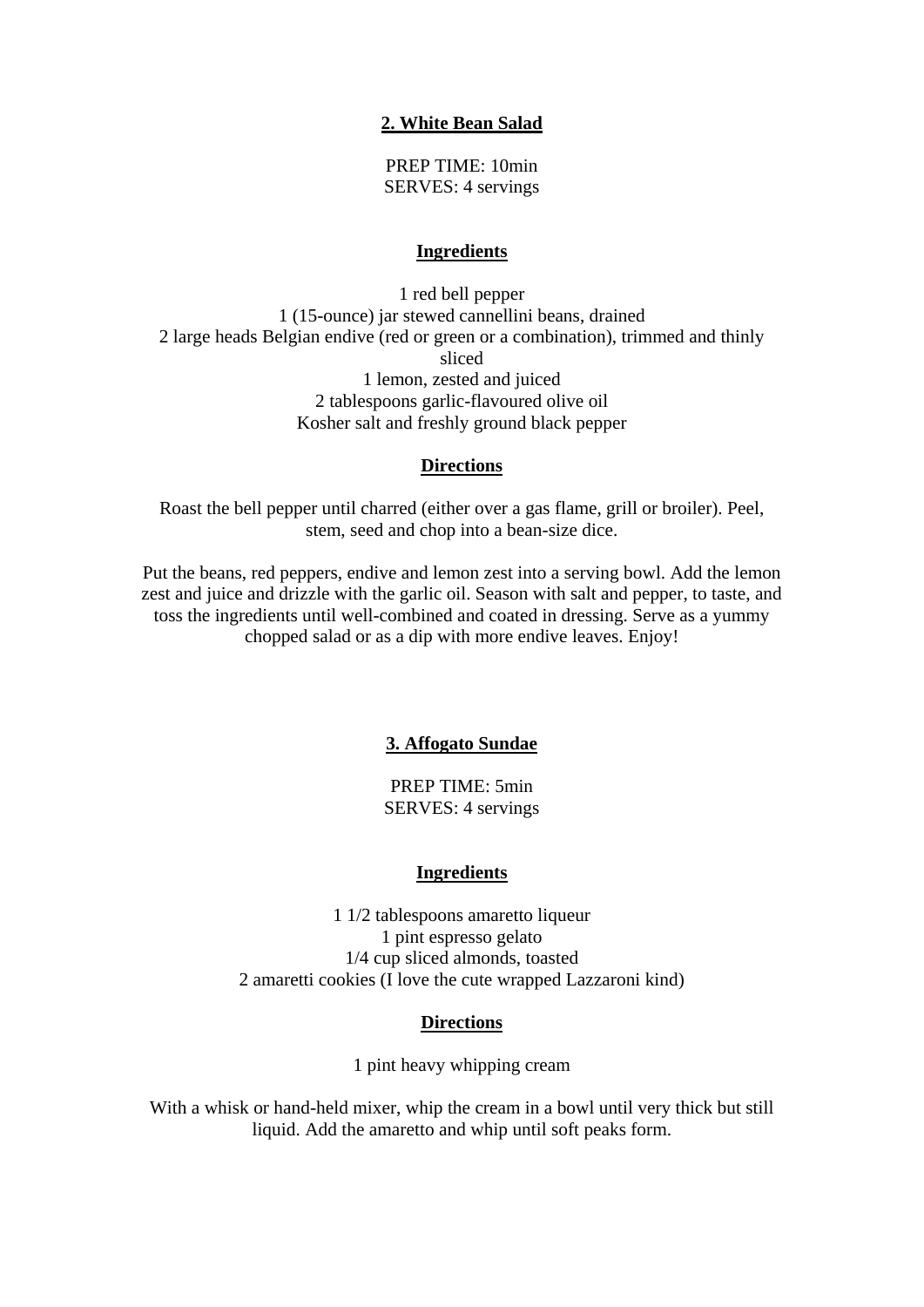## 2. White Bean Salad

PREP TIME: 10min
SERVES: 4 servings

### Ingredients

1 red bell pepper
1 (15-ounce) jar stewed cannellini beans, drained
2 large heads Belgian endive (red or green or a combination), trimmed and thinly sliced
1 lemon, zested and juiced
2 tablespoons garlic-flavoured olive oil
Kosher salt and freshly ground black pepper

### Directions

Roast the bell pepper until charred (either over a gas flame, grill or broiler). Peel, stem, seed and chop into a bean-size dice.

Put the beans, red peppers, endive and lemon zest into a serving bowl. Add the lemon zest and juice and drizzle with the garlic oil. Season with salt and pepper, to taste, and toss the ingredients until well-combined and coated in dressing. Serve as a yummy chopped salad or as a dip with more endive leaves. Enjoy!

## 3. Affogato Sundae

PREP TIME: 5min
SERVES: 4 servings

### Ingredients

1 1/2 tablespoons amaretto liqueur
1 pint espresso gelato
1/4 cup sliced almonds, toasted
2 amaretti cookies (I love the cute wrapped Lazzaroni kind)

### Directions

1 pint heavy whipping cream

With a whisk or hand-held mixer, whip the cream in a bowl until very thick but still liquid. Add the amaretto and whip until soft peaks form.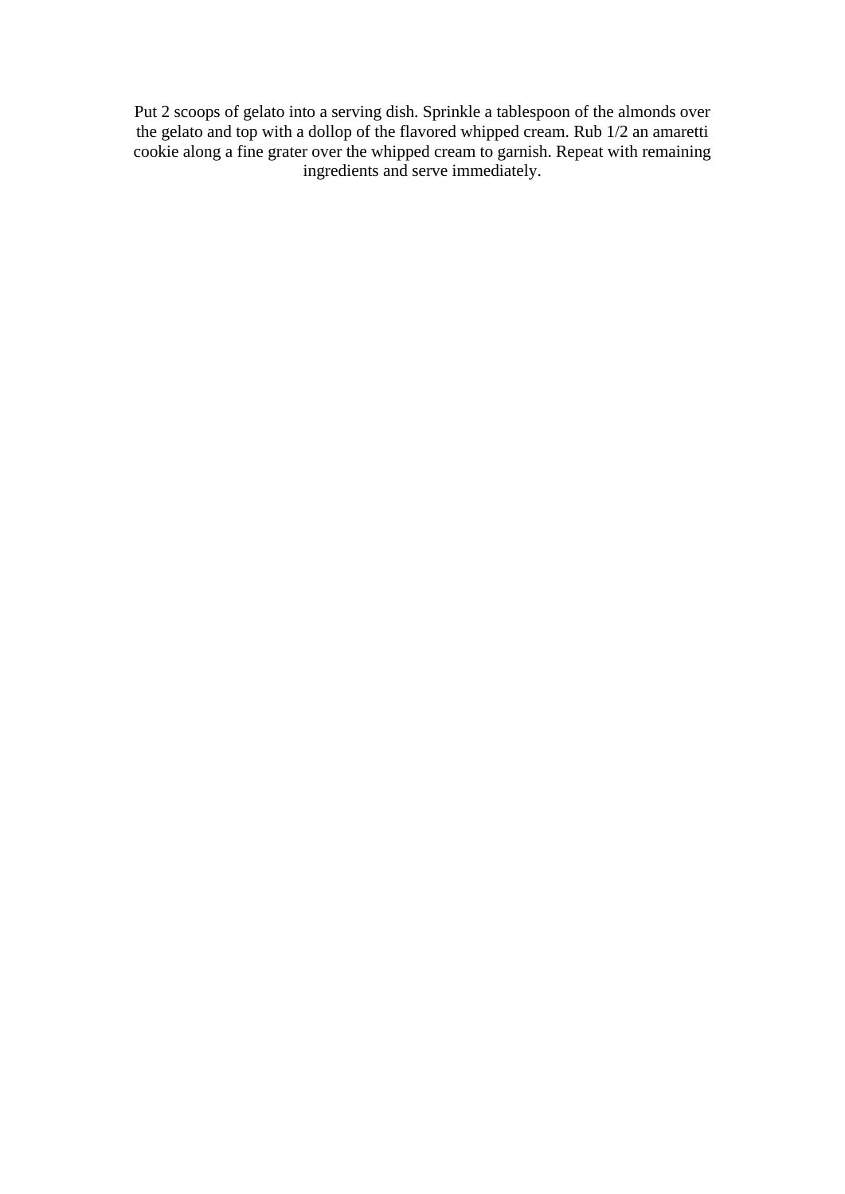Put 2 scoops of gelato into a serving dish. Sprinkle a tablespoon of the almonds over the gelato and top with a dollop of the flavored whipped cream. Rub 1/2 an amaretti cookie along a fine grater over the whipped cream to garnish. Repeat with remaining ingredients and serve immediately.